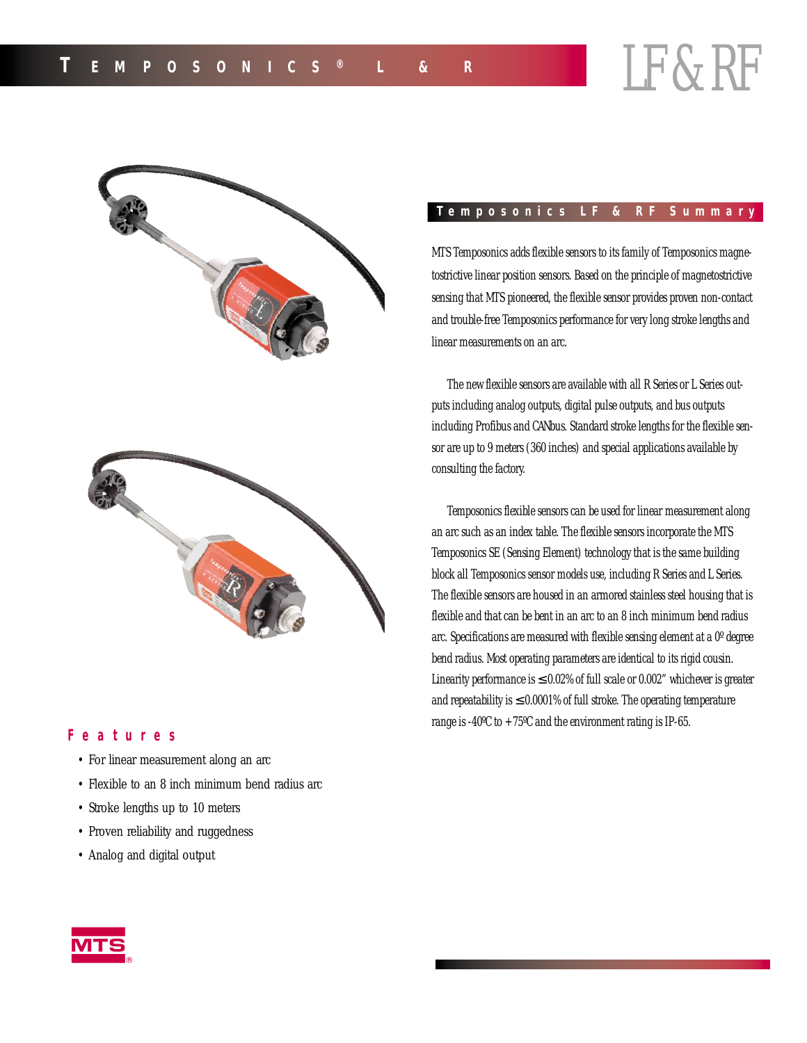# TEMPOSONICS® L & R

# LF & RF

## Temposonics LF & RF Summary

MTS Temposonics adds flexible sensors to its family of Temposonics magnetostrictive linear position sensors. Based on the principle of magnetostrictive sensing that MTS pioneered, the flexible sensor provides proven non-contact and trouble-free Temposonics performance for very long stroke lengths and linear measurements on an arc.

The new flexible sensors are available with all R Series or L Series outputs including analog outputs, digital pulse outputs, and bus outputs including Profibus and CANbus. Standard stroke lengths for the flexible sensor are up to 9 meters (360 inches) and special applications available by consulting the factory.

Temposonics flexible sensors can be used for linear measurement along an arc such as an index table. The flexible sensors incorporate the MTS Temposonics SE (Sensing Element) technology that is the same building block all Temposonics sensor models use, including R Series and L Series. The flexible sensors are housed in an armored stainless steel housing that is flexible and that can be bent in an arc to an 8 inch minimum bend radius arc. Specifications are measured with flexible sensing element at a 0º degree bend radius. Most operating parameters are identical to its rigid cousin. Linearity performance is ≤ 0.02% of full scale or 0.002" whichever is greater and repeatability is ≤ 0.0001% of full stroke. The operating temperature range is -40ºC to +75ºC and the environment rating is IP-65.

## Features

- For linear measurement along an arc
- Flexible to an 8 inch minimum bend radius arc
- Stroke lengths up to 10 meters
- Proven reliability and ruggedness
- Analog and digital output

MTS®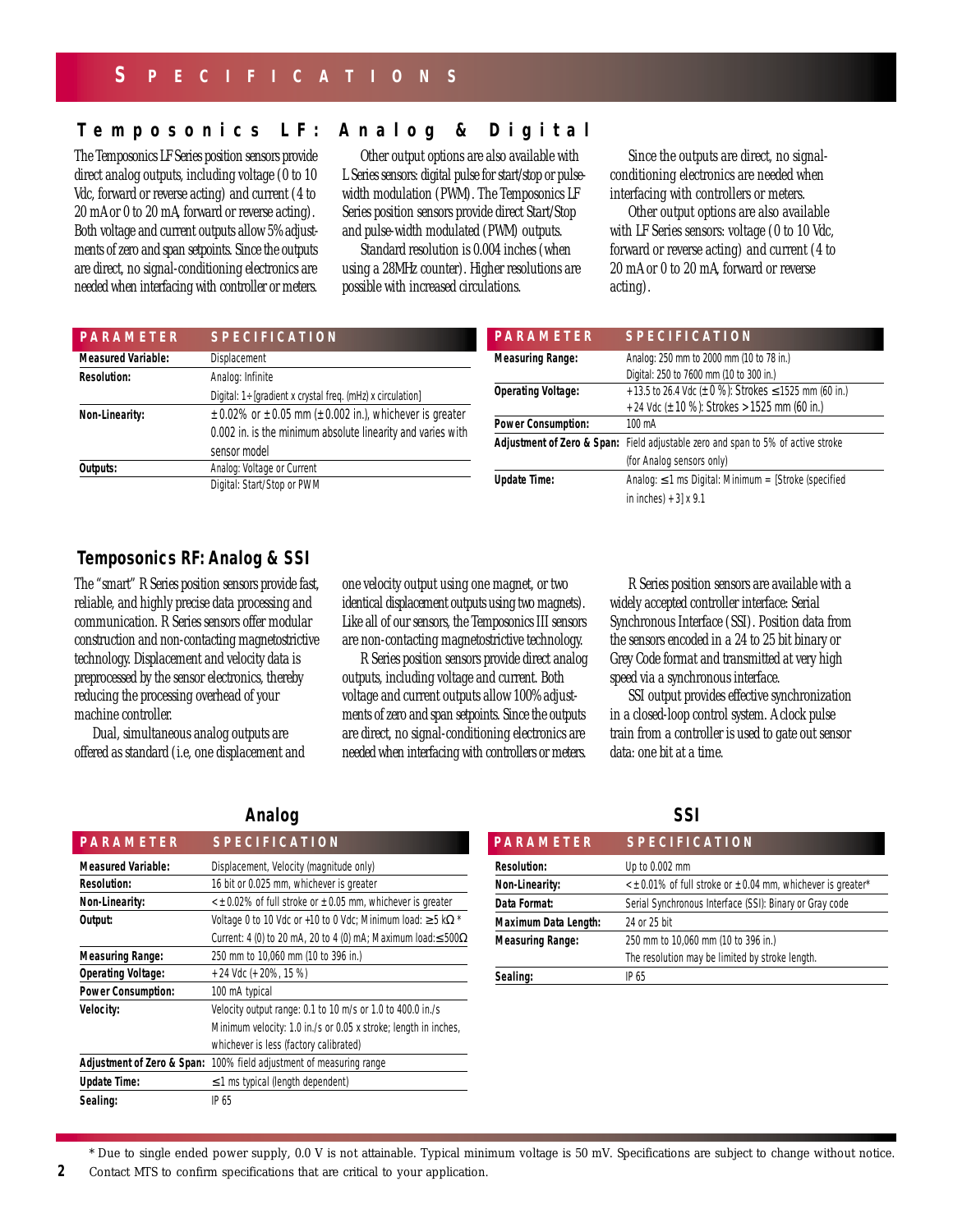# SPECIFICATIONS

## Temposonics LF: Analog & Digital

The Temposonics LF Series position sensors provide direct analog outputs, including voltage (0 to 10 Vdc, forward or reverse acting) and current (4 to 20 mA or 0 to 20 mA, forward or reverse acting). Both voltage and current outputs allow 5% adjustments of zero and span setpoints. Since the outputs are direct, no signal-conditioning electronics are needed when interfacing with controller or meters.

Other output options are also available with L Series sensors: digital pulse for start/stop or pulse-width modulation (PWM). The Temposonics LF Series position sensors provide direct Start/Stop and pulse-width modulated (PWM) outputs.

Standard resolution is 0.004 inches (when using a 28MHz counter). Higher resolutions are possible with increased circulations.

Since the outputs are direct, no signal-conditioning electronics are needed when interfacing with controllers or meters.

Other output options are also available with LF Series sensors: voltage (0 to 10 Vdc, forward or reverse acting) and current (4 to 20 mA or 0 to 20 mA, forward or reverse acting).

| PARAMETER | SPECIFICATION |
|---|---|
| **Measured Variable:** | Displacement |
| **Resolution:** | Analog: Infinite<br>Digital: 1÷[gradient x crystal freq. (mHz) x circulation] |
| **Non-Linearity:** | ± 0.02% or ± 0.05 mm (± 0.002 in.), whichever is greater<br>0.002 in. is the minimum absolute linearity and varies with sensor model |
| **Outputs:** | Analog: Voltage or Current<br>Digital: Start/Stop or PWM |

| PARAMETER | SPECIFICATION |
|---|---|
| **Measuring Range:** | Analog: 250 mm to 2000 mm (10 to 78 in.)<br>Digital: 250 to 7600 mm (10 to 300 in.) |
| **Operating Voltage:** | +13.5 to 26.4 Vdc (± 0 %): Strokes ≤ 1525 mm (60 in.)<br>+24 Vdc (± 10 %): Strokes > 1525 mm (60 in.) |
| **Power Consumption:** | 100 mA |
| **Adjustment of Zero & Span:** | Field adjustable zero and span to 5% of active stroke<br>(for Analog sensors only) |
| **Update Time:** | Analog: ≤ 1 ms Digital: Minimum = [Stroke (specified in inches) + 3] x 9.1 |

## Temposonics RF: Analog & SSI

The "smart" R Series position sensors provide fast, reliable, and highly precise data processing and communication. R Series sensors offer modular construction and non-contacting magnetostrictive technology. Displacement and velocity data is preprocessed by the sensor electronics, thereby reducing the processing overhead of your machine controller.

Dual, simultaneous analog outputs are offered as standard (i.e, one displacement and one velocity output using one magnet, or two identical displacement outputs using two magnets). Like all of our sensors, the Temposonics III sensors are non-contacting magnetostrictive technology.

R Series position sensors provide direct analog outputs, including voltage and current. Both voltage and current outputs allow 100% adjustments of zero and span setpoints. Since the outputs are direct, no signal-conditioning electronics are needed when interfacing with controllers or meters.

R Series position sensors are available with a widely accepted controller interface: Serial Synchronous Interface (SSI). Position data from the sensors encoded in a 24 to 25 bit binary or Grey Code format and transmitted at very high speed via a synchronous interface.

SSI output provides effective synchronization in a closed-loop control system. A clock pulse train from a controller is used to gate out sensor data: one bit at a time.

### Analog

| PARAMETER | SPECIFICATION |
|---|---|
| **Measured Variable:** | Displacement, Velocity (magnitude only) |
| **Resolution:** | 16 bit or 0.025 mm, whichever is greater |
| **Non-Linearity:** | < ± 0.02% of full stroke or ± 0.05 mm, whichever is greater |
| **Output:** | Voltage 0 to 10 Vdc or +10 to 0 Vdc; Minimum load: ≥ 5 kΩ *<br>Current: 4 (0) to 20 mA, 20 to 4 (0) mA; Maximum load: ≤ 500Ω |
| **Measuring Range:** | 250 mm to 10,060 mm (10 to 396 in.) |
| **Operating Voltage:** | +24 Vdc (+20%, 15 %) |
| **Power Consumption:** | 100 mA typical |
| **Velocity:** | Velocity output range: 0.1 to 10 m/s or 1.0 to 400.0 in./s<br>Minimum velocity: 1.0 in./s or 0.05 x stroke; length in inches, whichever is less (factory calibrated) |
| **Adjustment of Zero & Span:** | 100% field adjustment of measuring range |
| **Update Time:** | ≤ 1 ms typical (length dependent) |
| **Sealing:** | IP 65 |

### SSI

| PARAMETER | SPECIFICATION |
|---|---|
| **Resolution:** | Up to 0.002 mm |
| **Non-Linearity:** | < ± 0.01% of full stroke or ± 0.04 mm, whichever is greater* |
| **Data Format:** | Serial Synchronous Interface (SSI): Binary or Gray code |
| **Maximum Data Length:** | 24 or 25 bit |
| **Measuring Range:** | 250 mm to 10,060 mm (10 to 396 in.)<br>The resolution may be limited by stroke length. |
| **Sealing:** | IP 65 |

* Due to single ended power supply, 0.0 V is not attainable. Typical minimum voltage is 50 mV. Specifications are subject to change without notice. Contact MTS to confirm specifications that are critical to your application.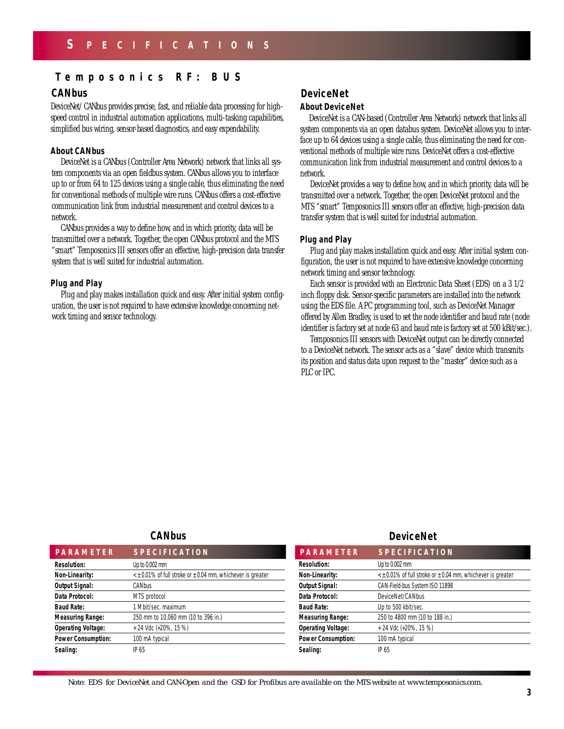# SPECIFICATIONS

## Temposonics RF: BUS

### CANbus

DeviceNet/CANbus provides precise, fast, and reliable data processing for high-speed control in industrial automation applications, multi-tasking capabilities, simplified bus wiring, sensor-based diagnostics, and easy expendability.

#### About CANbus

DeviceNet is a CANbus (Controller Area Network) network that links all system components via an open fieldbus system. CANbus allows you to interface up to or from 64 to 125 devices using a single cable, thus eliminating the need for conventional methods of multiple wire runs. CANbus offers a cost-effective communication link from industrial measurement and control devices to a network.

CANbus provides a way to define how, and in which priority, data will be transmitted over a network. Together, the open CANbus protocol and the MTS "smart" Temposonics III sensors offer an effective, high-precision data transfer system that is well suited for industrial automation.

#### Plug and Play

Plug and play makes installation quick and easy. After initial system configuration, the user is not required to have extensive knowledge concerning network timing and sensor technology.

### DeviceNet

#### About DeviceNet

DeviceNet is a CAN-based (Controller Area Network) network that links all system components via an open databus system. DeviceNet allows you to interface up to 64 devices using a single cable, thus eliminating the need for conventional methods of multiple wire runs. DeviceNet offers a cost-effective communication link from industrial measurement and control devices to a network.

DeviceNet provides a way to define how, and in which priority, data will be transmitted over a network. Together, the open DeviceNet protocol and the MTS "smart" Temposonics III sensors offer an effective, high-precision data transfer system that is well suited for industrial automation.

#### Plug and Play

Plug and play makes installation quick and easy. After initial system configuration, the user is not required to have extensive knowledge concerning network timing and sensor technology.

Each sensor is provided with an Electronic Data Sheet (EDS) on a 3 1/2 inch floppy disk. Sensor-specific parameters are installed into the network using the EDS file. A PC programming tool, such as DeviceNet Manager offered by Allen Bradley, is used to set the node identifier and baud rate (node identifier is factory set at node 63 and baud rate is factory set at 500 kBit/sec.).

Temposonics III sensors with DeviceNet output can be directly connected to a DeviceNet network. The sensor acts as a "slave" device which transmits its position and status data upon request to the "master" device such as a PLC or IPC.

### CANbus

| PARAMETER | SPECIFICATION |
|---|---|
| **Resolution:** | Up to 0.002 mm |
| **Non-Linearity:** | < ± 0.01% of full stroke or ± 0.04 mm, whichever is greater |
| **Output Signal:** | CANbus |
| **Data Protocol:** | MTS protocol |
| **Baud Rate:** | 1 Mbit/sec. maximum |
| **Measuring Range:** | 250 mm to 10,060 mm (10 to 396 in.) |
| **Operating Voltage:** | + 24 Vdc (+20%, 15 %) |
| **Power Consumption:** | 100 mA typical |
| **Sealing:** | IP 65 |

### DeviceNet

| PARAMETER | SPECIFICATION |
|---|---|
| **Resolution:** | Up to 0.002 mm |
| **Non-Linearity:** | < ± 0.01% of full stroke or ± 0.04 mm, whichever is greater |
| **Output Signal:** | CAN-Field-bus System ISO 11898 |
| **Data Protocol:** | DeviceNet/CANbus |
| **Baud Rate:** | Up to 500 kbit/sec. |
| **Measuring Range:** | 250 to 4800 mm (10 to 188 in.) |
| **Operating Voltage:** | + 24 Vdc (+20%, 15 %) |
| **Power Consumption:** | 100 mA typical |
| **Sealing:** | IP 65 |

*Note: EDS for DeviceNet and CAN-Open and the GSD for Profibus are available on the MTS website at www.temposonics.com.*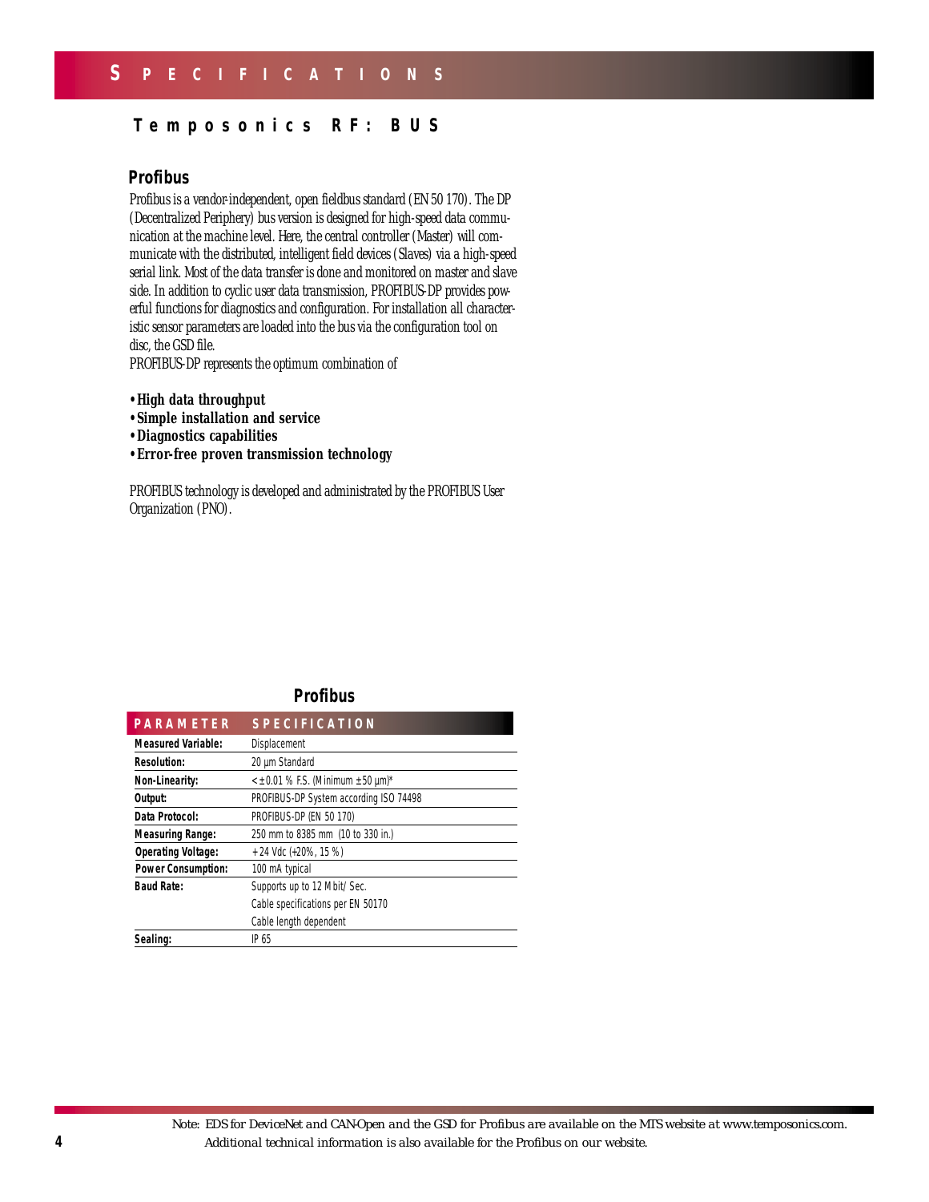# SPECIFICATIONS

## Temposonics RF: BUS

### Profibus

Profibus is a vendor-independent, open fieldbus standard (EN 50 170). The DP (Decentralized Periphery) bus version is designed for high-speed data communication at the machine level. Here, the central controller (Master) will communicate with the distributed, intelligent field devices (Slaves) via a high-speed serial link. Most of the data transfer is done and monitored on master and slave side. In addition to cyclic user data transmission, PROFIBUS-DP provides powerful functions for diagnostics and configuration. For installation all characteristic sensor parameters are loaded into the bus via the configuration tool on disc, the GSD file.
PROFIBUS-DP represents the optimum combination of

- **High data throughput**
- **Simple installation and service**
- **Diagnostics capabilities**
- **Error-free proven transmission technology**

PROFIBUS technology is developed and administrated by the PROFIBUS User Organization (PNO).

### Profibus

| PARAMETER | SPECIFICATION |
|---|---|
| **Measured Variable:** | Displacement |
| **Resolution:** | 20 µm Standard |
| **Non-Linearity:** | < ± 0.01 % F.S. (Minimum ± 50 µm)* |
| **Output:** | PROFIBUS-DP System according ISO 74498 |
| **Data Protocol:** | PROFIBUS-DP (EN 50 170) |
| **Measuring Range:** | 250 mm to 8385 mm (10 to 330 in.) |
| **Operating Voltage:** | + 24 Vdc (+20%, 15 %) |
| **Power Consumption:** | 100 mA typical |
| **Baud Rate:** | Supports up to 12 Mbit/ Sec.<br>Cable specifications per EN 50170<br>Cable length dependent |
| **Sealing:** | IP 65 |

*Note: EDS for DeviceNet and CAN-Open and the GSD for Profibus are available on the MTS website at www.temposonics.com. Additional technical information is also available for the Profibus on our website.*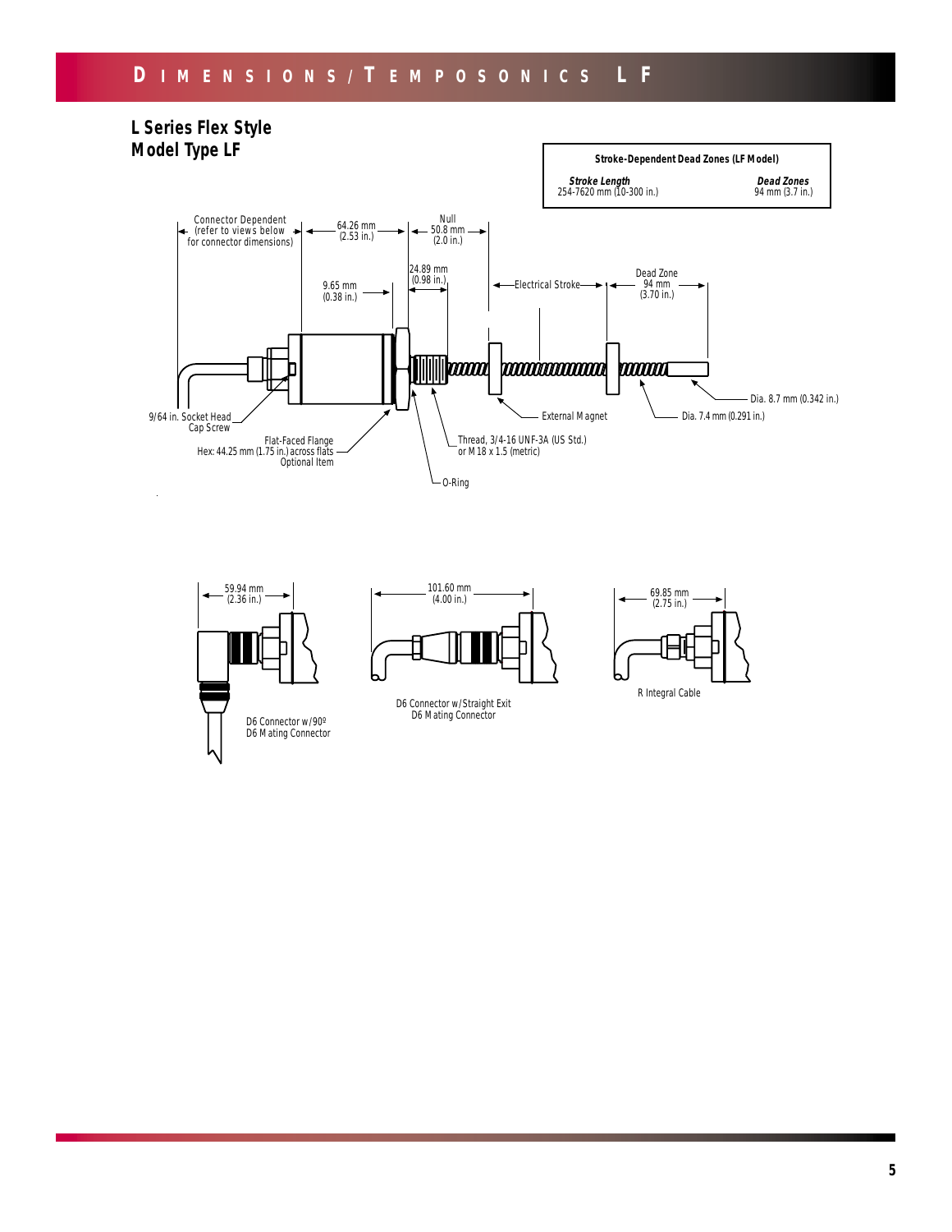## Dimensions/Temposonics LF

### L Series Flex Style
### Model Type LF

| Stroke-Dependent Dead Zones (LF Model) | |
|---|---|
| ***Stroke Length*** | ***Dead Zones*** |
| 254-7620 mm (10-300 in.) | 94 mm (3.7 in.) |

Connector Dependent (refer to views below for connector dimensions)

64.26 mm (2.53 in.)

Null 50.8 mm (2.0 in.)

24.89 mm (0.98 in.)

9.65 mm (0.38 in.)

Electrical Stroke

Dead Zone 94 mm (3.70 in.)

Dia. 8.7 mm (0.342 in.)

9/64 in. Socket Head Cap Screw

External Magnet

Dia. 7.4 mm (0.291 in.)

Flat-Faced Flange Hex: 44.25 mm (1.75 in.) across flats Optional Item

Thread, 3/4-16 UNF-3A (US Std.) or M18 x 1.5 (metric)

O-Ring

59.94 mm (2.36 in.)

D6 Connector w/90º
D6 Mating Connector

101.60 mm (4.00 in.)

D6 Connector w/Straight Exit
D6 Mating Connector

69.85 mm (2.75 in.)

R Integral Cable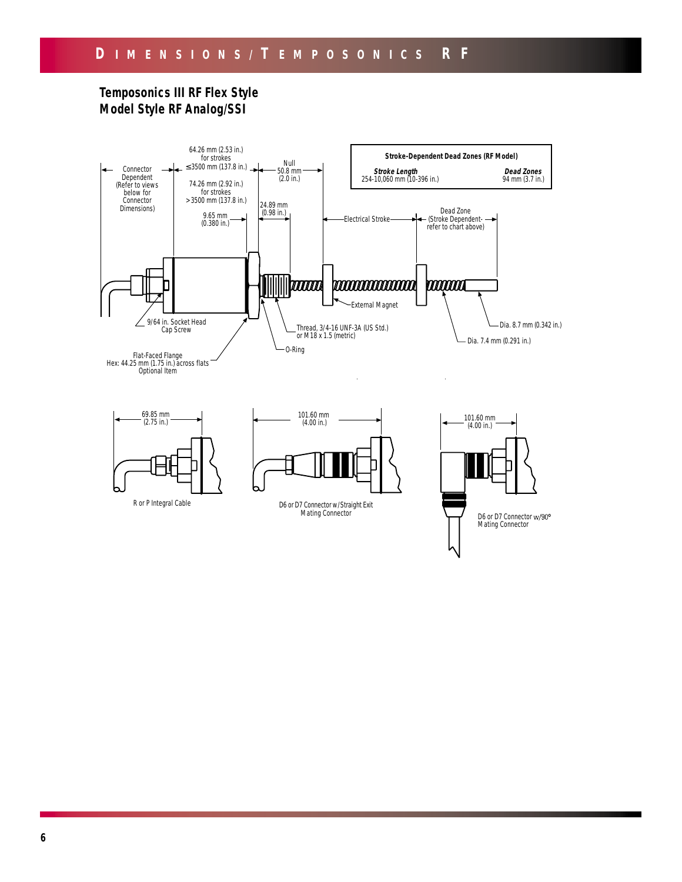## DIMENSIONS/TEMPOSONICS RF

### Temposonics III RF Flex Style
### Model Style RF Analog/SSI

**Stroke-Dependent Dead Zones (RF Model)**

| ***Stroke Length*** | ***Dead Zones*** |
|---|---|
| 254-10,060 mm (10-396 in.) | 94 mm (3.7 in.) |

Connector Dependent (Refer to views below for Connector Dimensions)

64.26 mm (2.53 in.) for strokes ≤3500 mm (137.8 in.)

74.26 mm (2.92 in.) for strokes >3500 mm (137.8 in.)

Null 50.8 mm (2.0 in.)

24.89 mm (0.98 in.)

9.65 mm (0.380 in.)

Electrical Stroke

Dead Zone (Stroke Dependent- refer to chart above)

External Magnet

9/64 in. Socket Head Cap Screw

Thread, 3/4-16 UNF-3A (US Std.) or M18 x 1.5 (metric)

O-Ring

Dia. 8.7 mm (0.342 in.)

Dia. 7.4 mm (0.291 in.)

Flat-Faced Flange Hex: 44.25 mm (1.75 in.) across flats Optional Item

69.85 mm (2.75 in.)

R or P Integral Cable

101.60 mm (4.00 in.)

D6 or D7 Connector w/Straight Exit Mating Connector

101.60 mm (4.00 in.)

D6 or D7 Connector w/90° Mating Connector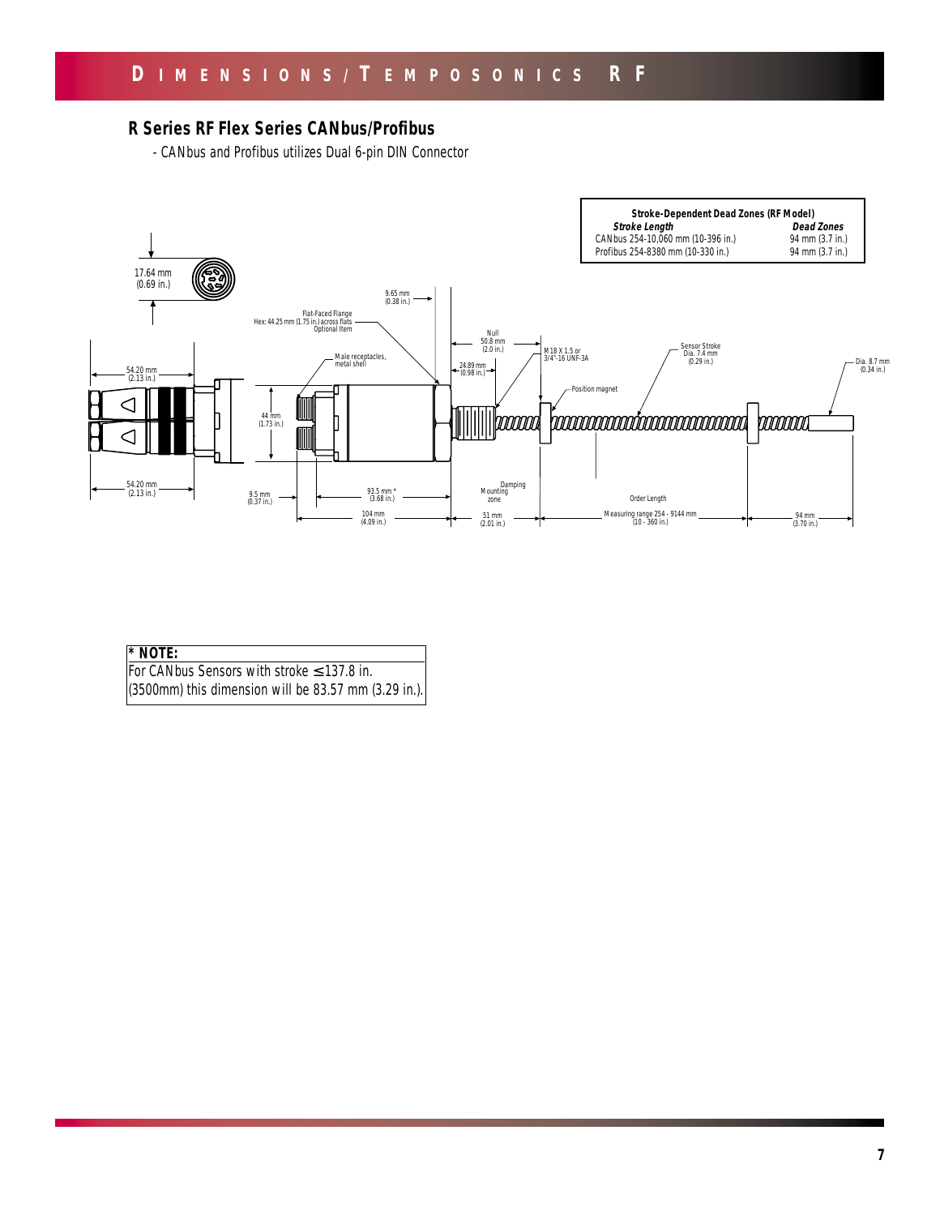## R Series RF Flex Series CANbus/Profibus

- CANbus and Profibus utilizes Dual 6-pin DIN Connector

| Stroke-Dependent Dead Zones (RF Model) | |
|---|---|
| **Stroke Length** | **Dead Zones** |
| CANbus 254-10,060 mm (10-396 in.) | 94 mm (3.7 in.) |
| Profibus 254-8380 mm (10-330 in.) | 94 mm (3.7 in.) |

17.64 mm (0.69 in.)

Flat-Faced Flange Hex: 44.25 mm (1.75 in.) across flats Optional Item

9.65 mm (0.38 in.)

Null 50.8 mm (2.0 in.)

Male receptacles, metal shell

24.89 mm (0.98 in.)

M18 X 1.5 or 3/4"-16 UNF-3A

Sensor Stroke Dia. 7.4 mm (0.29 in.)

Dia. 8.7 mm (0.34 in.)

Position magnet

54.20 mm (2.13 in.)

44 mm (1.73 in.)

54.20 mm (2.13 in.)

9.5 mm (0.37 in.)

93.5 mm * (3.68 in.)

104 mm (4.09 in.)

Mounting zone

Damping zone

51 mm (2.01 in.)

Order Length

Measuring range 254 - 9144 mm (10 - 360 in.)

94 mm (3.70 in.)

**\* NOTE:**
For CANbus Sensors with stroke ≤ 137.8 in. (3500mm) this dimension will be 83.57 mm (3.29 in.).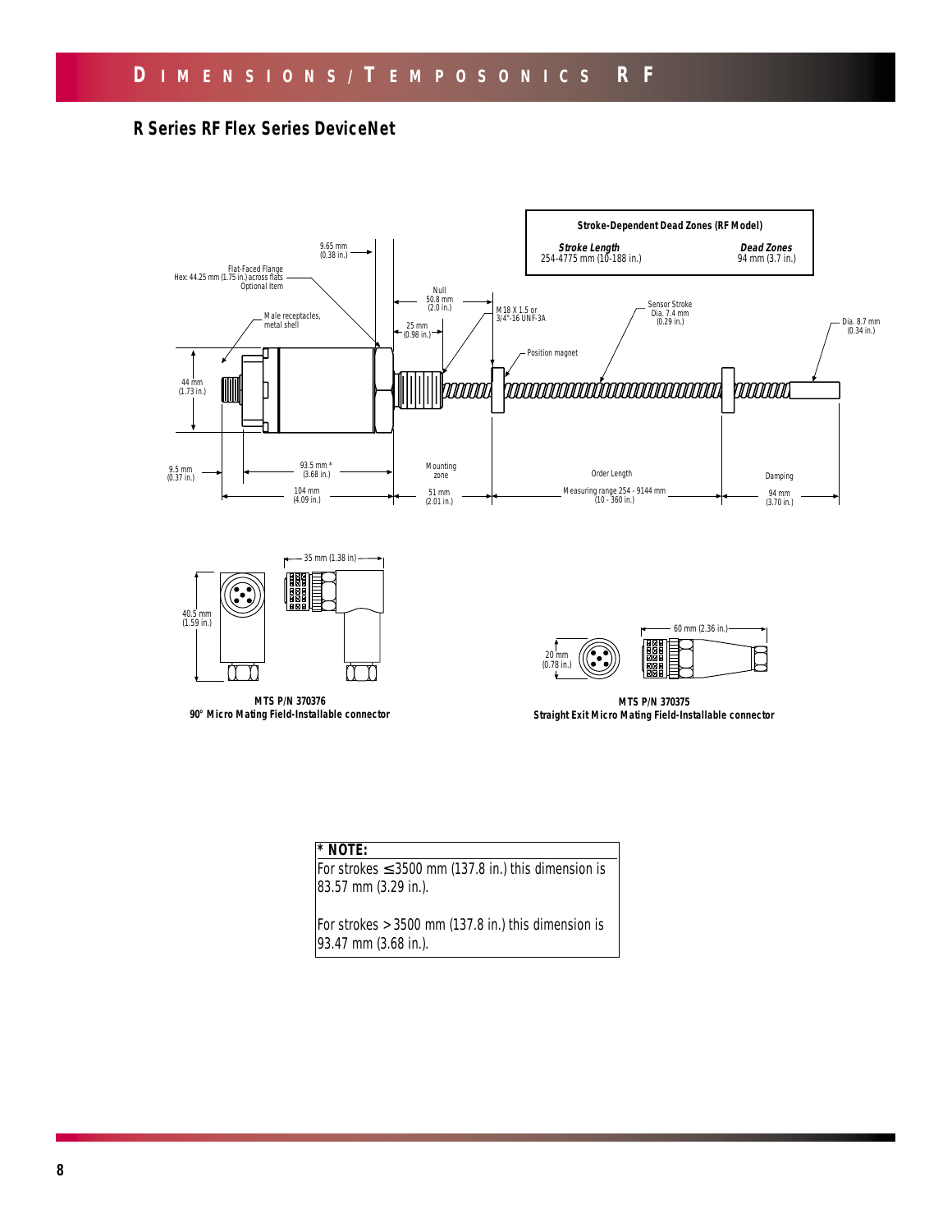## R Series RF Flex Series DeviceNet

| Stroke-Dependent Dead Zones (RF Model) | |
|---|---|
| ***Stroke Length*** | ***Dead Zones*** |
| 254-4775 mm (10-188 in.) | 94 mm (3.7 in.) |

9.65 mm (0.38 in.)

Flat-Faced Flange Hex: 44.25 mm (1.75 in.) across flats Optional Item

Null 50.8 mm (2.0 in.)

M18 X 1.5 or 3/4"-16 UNF-3A

Sensor Stroke Dia. 7.4 mm (0.29 in.)

Dia. 8.7 mm (0.34 in.)

Male receptacles, metal shell

25 mm (0.98 in.)

Position magnet

44 mm (1.73 in.)

9.5 mm (0.37 in.)

93.5 mm * (3.68 in.)

104 mm (4.09 in.)

Mounting zone

51 mm (2.01 in.)

Order Length

Measuring range 254 - 9144 mm (10 - 360 in.)

Damping

94 mm (3.70 in.)

35 mm (1.38 in)

40.5 mm (1.59 in.)

**MTS P/N 370376**
**90° Micro Mating Field-Installable connector**

60 mm (2.36 in.)

20 mm (0.78 in.)

**MTS P/N 370375**
**Straight Exit Micro Mating Field-Installable connector**

**\* NOTE:**
For strokes ≤ 3500 mm (137.8 in.) this dimension is 83.57 mm (3.29 in.).

For strokes > 3500 mm (137.8 in.) this dimension is 93.47 mm (3.68 in.).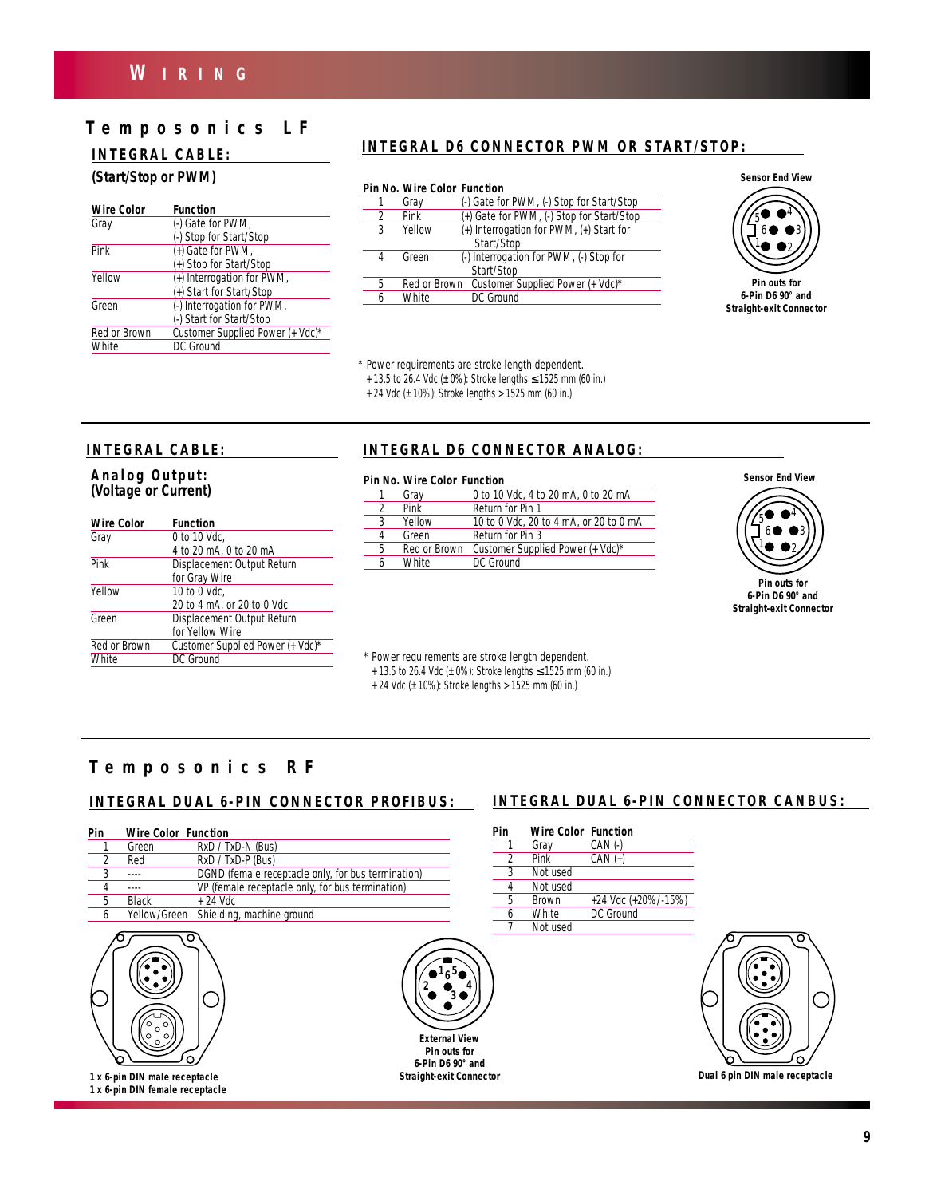# WIRING

## Temposonics LF

### INTEGRAL CABLE:

**(Start/Stop or PWM)**

| Wire Color | Function |
|---|---|
| Gray | (-) Gate for PWM, (-) Stop for Start/Stop |
| Pink | (+) Gate for PWM, (+) Stop for Start/Stop |
| Yellow | (+) Interrogation for PWM, (+) Start for Start/Stop |
| Green | (-) Interrogation for PWM, (-) Start for Start/Stop |
| Red or Brown | Customer Supplied Power (+Vdc)* |
| White | DC Ground |

### INTEGRAL D6 CONNECTOR PWM OR START/STOP:

| Pin No. | Wire Color | Function |
|---|---|---|
| 1 | Gray | (-) Gate for PWM, (-) Stop for Start/Stop |
| 2 | Pink | (+) Gate for PWM, (-) Stop for Start/Stop |
| 3 | Yellow | (+) Interrogation for PWM, (+) Start for Start/Stop |
| 4 | Green | (-) Interrogation for PWM, (-) Stop for Start/Stop |
| 5 | Red or Brown | Customer Supplied Power (+Vdc)* |
| 6 | White | DC Ground |

Sensor End View

Pin outs for 6-Pin D6 90° and Straight-exit Connector

\* Power requirements are stroke length dependent.
+13.5 to 26.4 Vdc (±0%): Stroke lengths ≤1525 mm (60 in.)
+24 Vdc (±10%): Stroke lengths >1525 mm (60 in.)

### INTEGRAL CABLE:

**Analog Output: (Voltage or Current)**

| Wire Color | Function |
|---|---|
| Gray | 0 to 10 Vdc, 4 to 20 mA, 0 to 20 mA |
| Pink | Displacement Output Return for Gray Wire |
| Yellow | 10 to 0 Vdc, 20 to 4 mA, or 20 to 0 Vdc |
| Green | Displacement Output Return for Yellow Wire |
| Red or Brown | Customer Supplied Power (+Vdc)* |
| White | DC Ground |

### INTEGRAL D6 CONNECTOR ANALOG:

| Pin No. | Wire Color | Function |
|---|---|---|
| 1 | Gray | 0 to 10 Vdc, 4 to 20 mA, 0 to 20 mA |
| 2 | Pink | Return for Pin 1 |
| 3 | Yellow | 10 to 0 Vdc, 20 to 4 mA, or 20 to 0 mA |
| 4 | Green | Return for Pin 3 |
| 5 | Red or Brown | Customer Supplied Power (+Vdc)* |
| 6 | White | DC Ground |

Sensor End View

Pin outs for 6-Pin D6 90° and Straight-exit Connector

\* Power requirements are stroke length dependent.
+13.5 to 26.4 Vdc (±0%): Stroke lengths ≤1525 mm (60 in.)
+24 Vdc (±10%): Stroke lengths >1525 mm (60 in.)

## Temposonics RF

### INTEGRAL DUAL 6-PIN CONNECTOR PROFIBUS:

| Pin | Wire Color | Function |
|---|---|---|
| 1 | Green | RxD / TxD-N (Bus) |
| 2 | Red | RxD / TxD-P (Bus) |
| 3 | ---- | DGND (female receptacle only, for bus termination) |
| 4 | ---- | VP (female receptacle only, for bus termination) |
| 5 | Black | +24 Vdc |
| 6 | Yellow/Green | Shielding, machine ground |

1 x 6-pin DIN male receptacle
1 x 6-pin DIN female receptacle

External View
Pin outs for 6-Pin D6 90° and Straight-exit Connector

### INTEGRAL DUAL 6-PIN CONNECTOR CANBUS:

| Pin | Wire Color | Function |
|---|---|---|
| 1 | Gray | CAN (-) |
| 2 | Pink | CAN (+) |
| 3 | Not used | |
| 4 | Not used | |
| 5 | Brown | +24 Vdc (+20%/-15%) |
| 6 | White | DC Ground |
| 7 | Not used | |

Dual 6 pin DIN male receptacle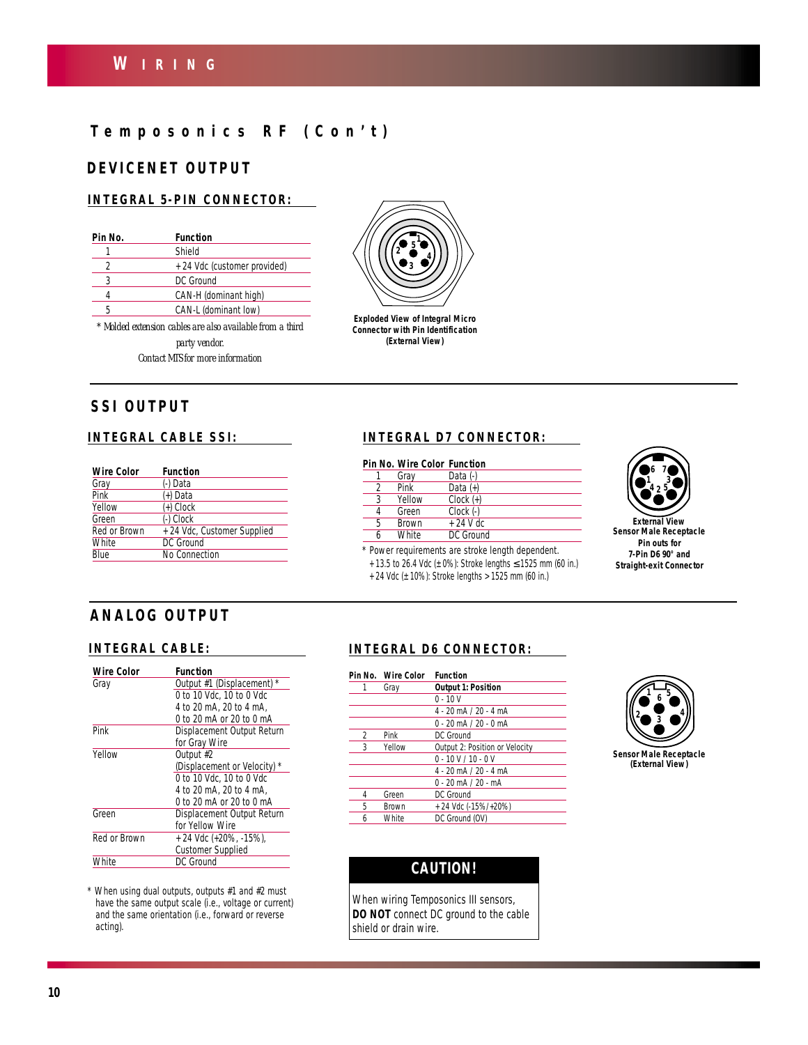# WIRING

## Temposonics RF (Con't)

### DEVICENET OUTPUT

#### INTEGRAL 5-PIN CONNECTOR:

| Pin No. | Function |
|---|---|
| 1 | Shield |
| 2 | +24 Vdc (customer provided) |
| 3 | DC Ground |
| 4 | CAN-H (dominant high) |
| 5 | CAN-L (dominant low) |

* *Molded extension cables are also available from a third party vendor. Contact MTS for more information*

**Exploded View of Integral Micro Connector with Pin Identification (External View)**

### SSI OUTPUT

#### INTEGRAL CABLE SSI:

| Wire Color | Function |
|---|---|
| Gray | (-) Data |
| Pink | (+) Data |
| Yellow | (+) Clock |
| Green | (-) Clock |
| Red or Brown | +24 Vdc, Customer Supplied |
| White | DC Ground |
| Blue | No Connection |

#### INTEGRAL D7 CONNECTOR:

| Pin No. | Wire Color | Function |
|---|---|---|
| 1 | Gray | Data (-) |
| 2 | Pink | Data (+) |
| 3 | Yellow | Clock (+) |
| 4 | Green | Clock (-) |
| 5 | Brown | +24 V dc |
| 6 | White | DC Ground |

\* Power requirements are stroke length dependent.
+13.5 to 26.4 Vdc (±0%): Stroke lengths ≤ 1525 mm (60 in.)
+24 Vdc (±10%): Stroke lengths > 1525 mm (60 in.)

**External View Sensor Male Receptacle Pin outs for 7-Pin D6 90° and Straight-exit Connector**

### ANALOG OUTPUT

#### INTEGRAL CABLE:

| Wire Color | Function |
|---|---|
| Gray | Output #1 (Displacement) * <br> 0 to 10 Vdc, 10 to 0 Vdc <br> 4 to 20 mA, 20 to 4 mA, <br> 0 to 20 mA or 20 to 0 mA |
| Pink | Displacement Output Return for Gray Wire |
| Yellow | Output #2 (Displacement or Velocity) * <br> 0 to 10 Vdc, 10 to 0 Vdc <br> 4 to 20 mA, 20 to 4 mA, <br> 0 to 20 mA or 20 to 0 mA |
| Green | Displacement Output Return for Yellow Wire |
| Red or Brown | +24 Vdc (+20%, -15%), Customer Supplied |
| White | DC Ground |

\* When using dual outputs, outputs #1 and #2 must have the same output scale (i.e., voltage or current) and the same orientation (i.e., forward or reverse acting).

#### INTEGRAL D6 CONNECTOR:

| Pin No. | Wire Color | Function |
|---|---|---|
| 1 | Gray | **Output 1: Position** |
| | | 0 - 10 V |
| | | 4 - 20 mA / 20 - 4 mA |
| | | 0 - 20 mA / 20 - 0 mA |
| 2 | Pink | DC Ground |
| 3 | Yellow | Output 2: Position or Velocity |
| | | 0 - 10 V / 10 - 0 V |
| | | 4 - 20 mA / 20 - 4 mA |
| | | 0 - 20 mA / 20 - mA |
| 4 | Green | DC Ground |
| 5 | Brown | +24 Vdc (-15%/+20%) |
| 6 | White | DC Ground (0V) |

**Sensor Male Receptacle (External View)**

**CAUTION!**

When wiring Temposonics III sensors, **DO NOT** connect DC ground to the cable shield or drain wire.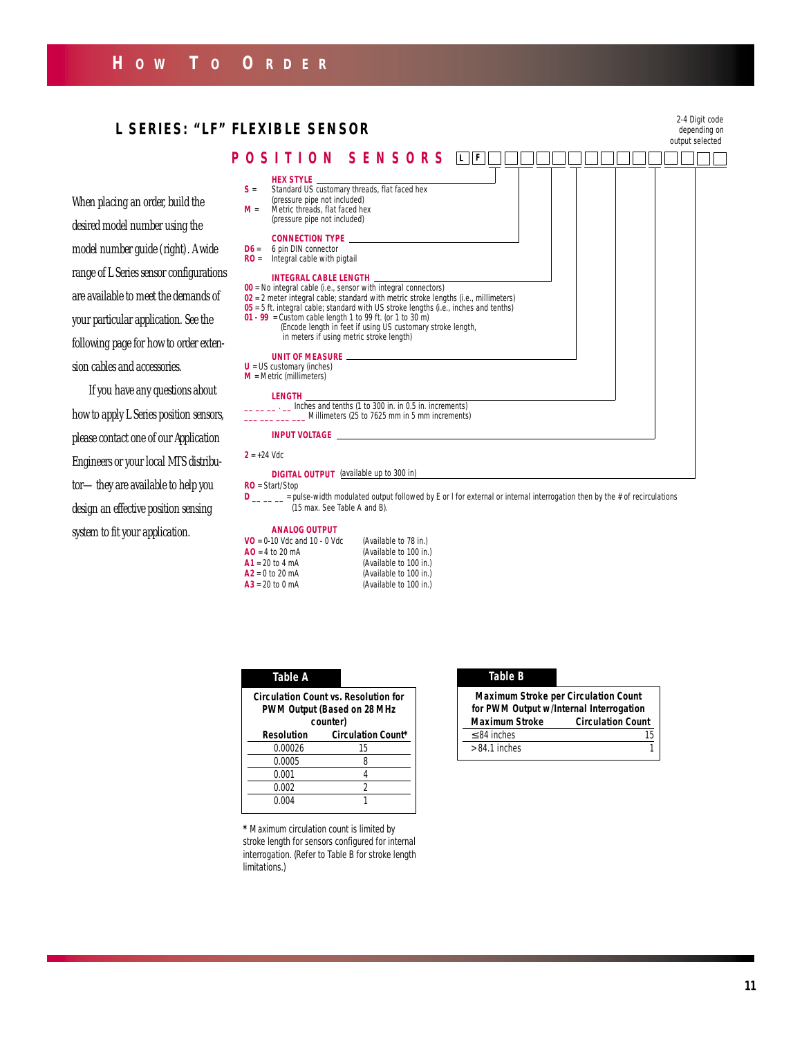# HOW TO ORDER

## L SERIES: "LF" FLEXIBLE SENSOR

When placing an order, build the desired model number using the model number guide (right). A wide range of L Series sensor configurations are available to meet the demands of your particular application. See the following page for how to order extension cables and accessories.

If you have any questions about how to apply L Series position sensors, please contact one of our Application Engineers or your local MTS distributor— they are available to help you design an effective position sensing system to fit your application.

### POSITION SENSORS L F

2-4 Digit code depending on output selected

**HEX STYLE**
- **S** = Standard US customary threads, flat faced hex (pressure pipe not included)
- **M** = Metric threads, flat faced hex (pressure pipe not included)

**CONNECTION TYPE**
- **D6** = 6 pin DIN connector
- **RO** = Integral cable with pigtail

**INTEGRAL CABLE LENGTH**
- **00** = No integral cable (i.e., sensor with integral connectors)
- **02** = 2 meter integral cable; standard with metric stroke lengths (i.e., millimeters)
- **05** = 5 ft. integral cable; standard with US stroke lengths (i.e., inches and tenths)
- **01 - 99** = Custom cable length 1 to 99 ft. (or 1 to 30 m) (Encode length in feet if using US customary stroke length, in meters if using metric stroke length)

**UNIT OF MEASURE**
- **U** = US customary (inches)
- **M** = Metric (millimeters)

**LENGTH**
- _ _ _ _ . _ _ Inches and tenths (1 to 300 in. in 0.5 in. increments)
- _ _ _ _ _ _ _ _ Millimeters (25 to 7625 mm in 5 mm increments)

**INPUT VOLTAGE**
- **2** = +24 Vdc

**DIGITAL OUTPUT** (available up to 300 in)
- **RO** = Start/Stop
- **D** _ _ _ _ = pulse-width modulated output followed by E or I for external or internal interrogation then by the # of recirculations (15 max. See Table A and B).

**ANALOG OUTPUT**
- **VO** = 0-10 Vdc and 10 - 0 Vdc (Available to 78 in.)
- **AO** = 4 to 20 mA (Available to 100 in.)
- **A1** = 20 to 4 mA (Available to 100 in.)
- **A2** = 0 to 20 mA (Available to 100 in.)
- **A3** = 20 to 0 mA (Available to 100 in.)

**Table A**

Circulation Count vs. Resolution for PWM Output (Based on 28 MHz counter)

| Resolution | Circulation Count* |
|---|---|
| 0.00026 | 15 |
| 0.0005 | 8 |
| 0.001 | 4 |
| 0.002 | 2 |
| 0.004 | 1 |

\* Maximum circulation count is limited by stroke length for sensors configured for internal interrogation. (Refer to Table B for stroke length limitations.)

**Table B**

Maximum Stroke per Circulation Count for PWM Output w/Internal Interrogation

| Maximum Stroke | Circulation Count |
|---|---|
| ≤84 inches | 15 |
| >84.1 inches | 1 |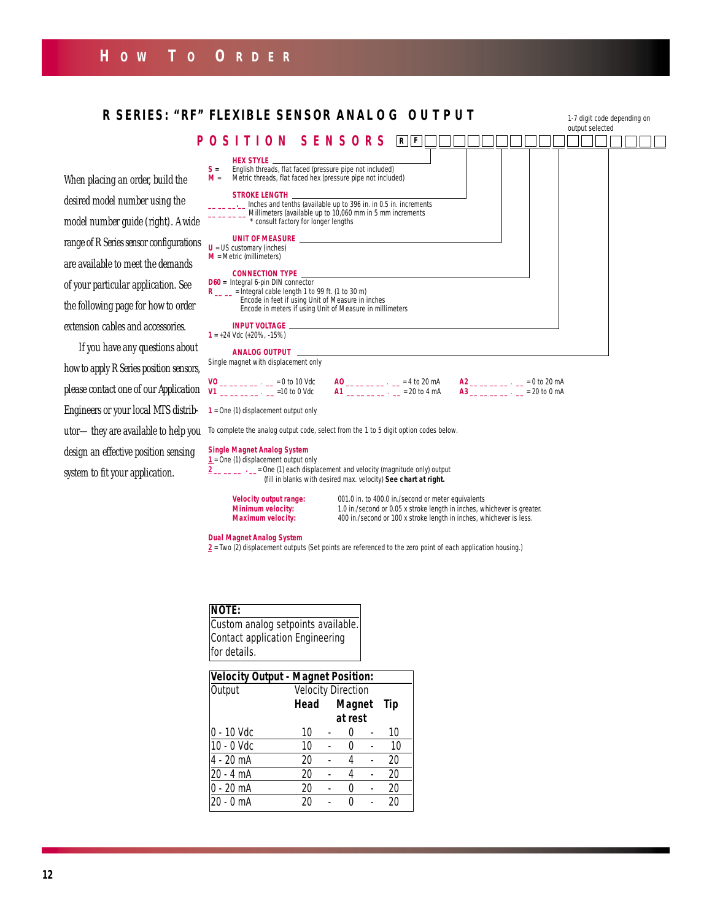# How To Order

## R SERIES: "RF" FLEXIBLE SENSOR ANALOG OUTPUT POSITION SENSORS

R F ☐☐☐☐☐☐☐☐☐☐☐☐☐☐☐☐☐

1-7 digit code depending on output selected

When placing an order, build the desired model number using the model number guide (right). A wide range of R Series sensor configurations are available to meet the demands of your particular application. See the following page for how to order extension cables and accessories.

If you have any questions about how to apply R Series position sensors, please contact one of our Application Engineers or your local MTS distributor— they are available to help you design an effective position sensing system to fit your application.

**HEX STYLE**

**S** = English threads, flat faced (pressure pipe not included)
**M** = Metric threads, flat faced hex (pressure pipe not included)

**STROKE LENGTH**

_ _ _ _ _ . _ Inches and tenths (available up to 396 in. in 0.5 in. increments
_ _ _ _ _ _ Millimeters (available up to 10,060 mm in 5 mm increments
* consult factory for longer lengths

**UNIT OF MEASURE**

**U** = US customary (inches)
**M** = Metric (millimeters)

**CONNECTION TYPE**

**D60** = Integral 6-pin DIN connector
**R _ _ _** = Integral cable length 1 to 99 ft. (1 to 30 m)
Encode in feet if using Unit of Measure in inches
Encode in meters if using Unit of Measure in millimeters

**INPUT VOLTAGE**

**1** = +24 Vdc (+20%, -15%)

**ANALOG OUTPUT**

Single magnet with displacement only

**VO** _ _ _ _ _ _ _ . _ _ = 0 to 10 Vdc
**V1** _ _ _ _ _ _ _ . _ _ =10 to 0 Vdc
**AO** _ _ _ _ _ _ _ . _ _ = 4 to 20 mA
**A1** _ _ _ _ _ _ _ . _ _ = 20 to 4 mA
**A2** _ _ _ _ _ _ _ . _ _ = 0 to 20 mA
**A3** _ _ _ _ _ _ _ . _ _ = 20 to 0 mA

**1** = One (1) displacement output only

To complete the analog output code, select from the 1 to 5 digit option codes below.

**Single Magnet Analog System**

**1** = One (1) displacement output only
**2** _ _ _ _ _ . _ _ = One (1) each displacement and velocity (magnitude only) output
(fill in blanks with desired max. velocity) **See chart at right.**

**Velocity output range:** 001.0 in. to 400.0 in./second or meter equivalents
**Minimum velocity:** 1.0 in./second or 0.05 x stroke length in inches, whichever is greater.
**Maximum velocity:** 400 in./second or 100 x stroke length in inches, whichever is less.

**Dual Magnet Analog System**

**2** = Two (2) displacement outputs (Set points are referenced to the zero point of each application housing.)

**NOTE:**
Custom analog setpoints available. Contact application Engineering for details.

**Velocity Output - Magnet Position:**

| Output | Velocity Direction | | | | |
|---|---|---|---|---|---|
| | **Head** | | **Magnet at rest** | | **Tip** |
| 0 - 10 Vdc | 10 | - | 0 | - | 10 |
| 10 - 0 Vdc | 10 | - | 0 | - | 10 |
| 4 - 20 mA | 20 | - | 4 | - | 20 |
| 20 - 4 mA | 20 | - | 4 | - | 20 |
| 0 - 20 mA | 20 | - | 0 | - | 20 |
| 20 - 0 mA | 20 | - | 0 | - | 20 |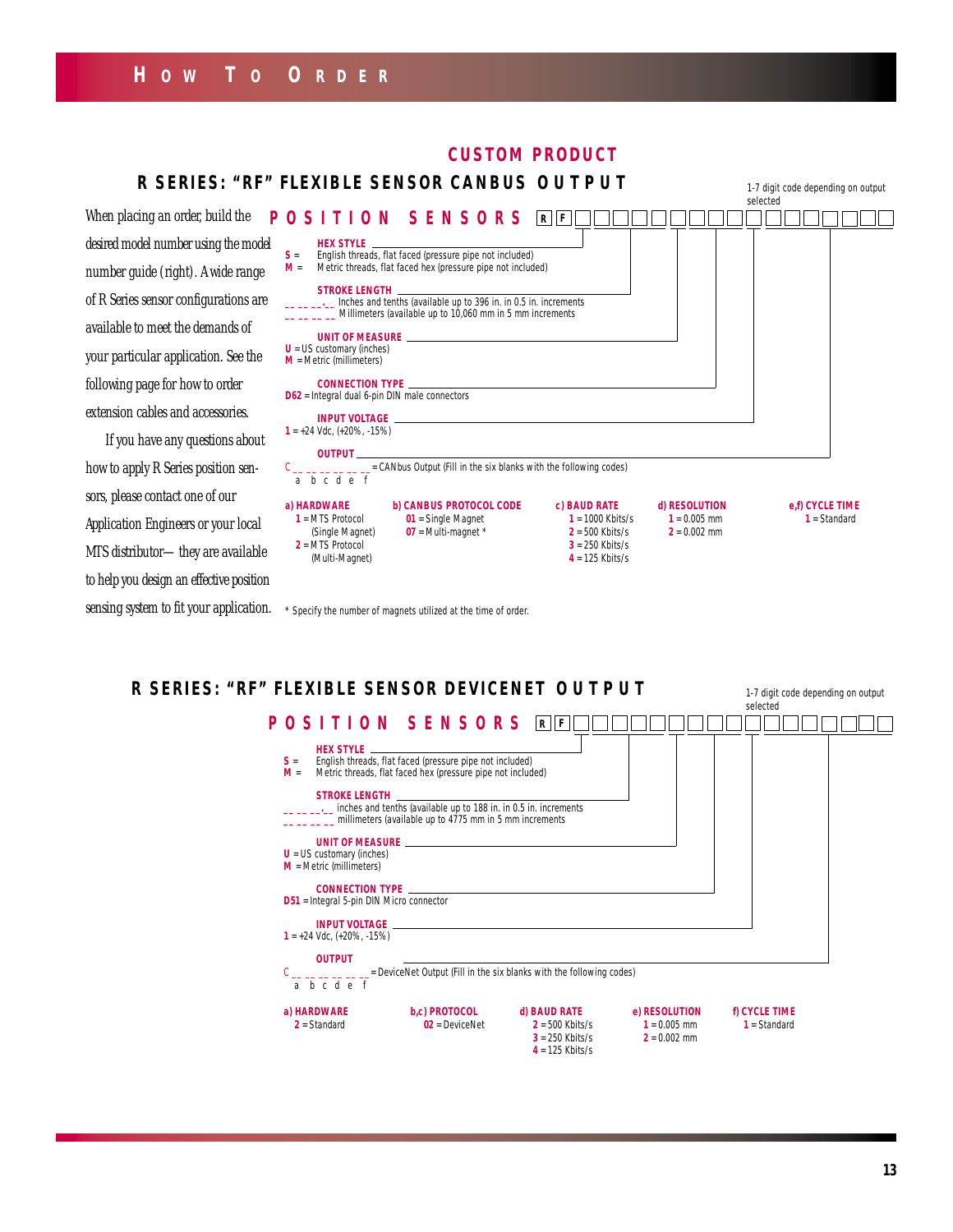# How To Order

## CUSTOM PRODUCT

### R SERIES: "RF" FLEXIBLE SENSOR CANBUS OUTPUT

When placing an order, build the desired model number using the model number guide (right). A wide range of R Series sensor configurations are available to meet the demands of your particular application. See the following page for how to order extension cables and accessories.

If you have any questions about how to apply R Series position sensors, please contact one of our Application Engineers or your local MTS distributor—they are available to help you design an effective position sensing system to fit your application.

**POSITION SENSORS** R F □□□□□□□□□□□□□□□□

1-7 digit code depending on output selected

**HEX STYLE**
- **S** = English threads, flat faced (pressure pipe not included)
- **M** = Metric threads, flat faced hex (pressure pipe not included)

**STROKE LENGTH**
- _ _ _ _ _._ _ Inches and tenths (available up to 396 in. in 0.5 in. increments
- _ _ _ _ _ _ Millimeters (available up to 10,060 mm in 5 mm increments

**UNIT OF MEASURE**
- **U** = US customary (inches)
- **M** = Metric (millimeters)

**CONNECTION TYPE**
- **D62** = Integral dual 6-pin DIN male connectors

**INPUT VOLTAGE**
- **1** = +24 Vdc, (+20%, -15%)

**OUTPUT**
- C _ _ _ _ _ _ = CANbus Output (Fill in the six blanks with the following codes)
  a b c d e f

| a) HARDWARE | b) CANBUS PROTOCOL CODE | c) BAUD RATE | d) RESOLUTION | e,f) CYCLE TIME |
|---|---|---|---|---|
| **1** = MTS Protocol (Single Magnet) | **01** = Single Magnet | **1** = 1000 Kbits/s | **1** = 0.005 mm | **1** = Standard |
| **2** = MTS Protocol (Multi-Magnet) | **07** = Multi-magnet * | **2** = 500 Kbits/s | **2** = 0.002 mm | |
| | | **3** = 250 Kbits/s | | |
| | | **4** = 125 Kbits/s | | |

* Specify the number of magnets utilized at the time of order.

### R SERIES: "RF" FLEXIBLE SENSOR DEVICENET OUTPUT

**POSITION SENSORS** R F □□□□□□□□□□□□□□□□

1-7 digit code depending on output selected

**HEX STYLE**
- **S** = English threads, flat faced (pressure pipe not included)
- **M** = Metric threads, flat faced hex (pressure pipe not included)

**STROKE LENGTH**
- _ _ _ _ _._ _ inches and tenths (available up to 188 in. in 0.5 in. increments
- _ _ _ _ _ _ millimeters (available up to 4775 mm in 5 mm increments

**UNIT OF MEASURE**
- **U** = US customary (inches)
- **M** = Metric (millimeters)

**CONNECTION TYPE**
- **D51** = Integral 5-pin DIN Micro connector

**INPUT VOLTAGE**
- **1** = +24 Vdc, (+20%, -15%)

**OUTPUT**
- C _ _ _ _ _ _ = DeviceNet Output (Fill in the six blanks with the following codes)
  a b c d e f

| a) HARDWARE | b,c) PROTOCOL | d) BAUD RATE | e) RESOLUTION | f) CYCLE TIME |
|---|---|---|---|---|
| **2** = Standard | **02** = DeviceNet | **2** = 500 Kbits/s | **1** = 0.005 mm | **1** = Standard |
| | | **3** = 250 Kbits/s | **2** = 0.002 mm | |
| | | **4** = 125 Kbits/s | | |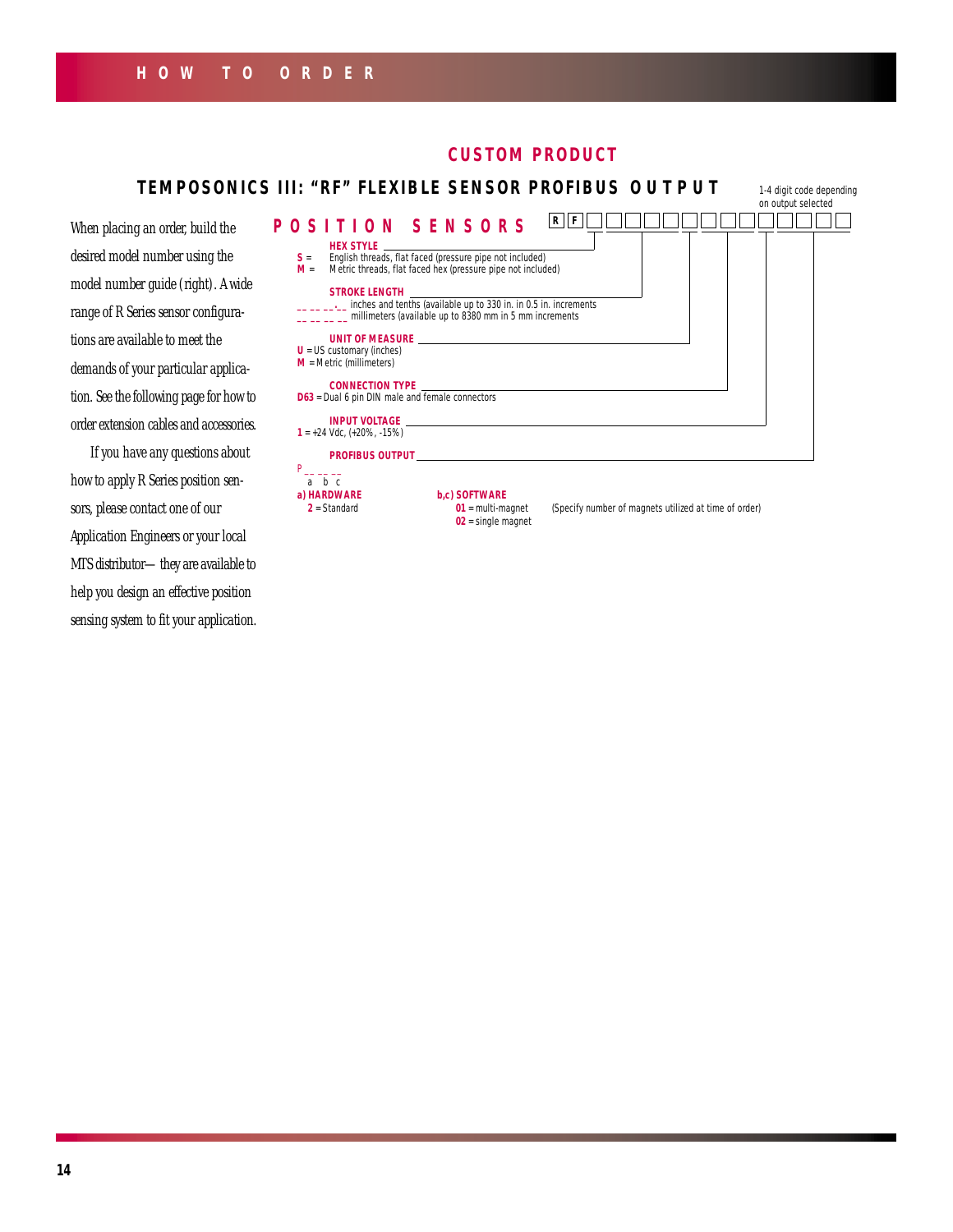## HOW TO ORDER

### CUSTOM PRODUCT

### TEMPOSONICS III: "RF" FLEXIBLE SENSOR PROFIBUS OUTPUT

When placing an order, build the desired model number using the model number guide (right). A wide range of R Series sensor configurations are available to meet the demands of your particular application. See the following page for how to order extension cables and accessories.

If you have any questions about how to apply R Series position sensors, please contact one of our Application Engineers or your local MTS distributor— they are available to help you design an effective position sensing system to fit your application.

### POSITION SENSORS

R F ☐ ☐☐☐☐☐ ☐ ☐☐☐ ☐ ☐☐☐☐

1-4 digit code depending on output selected

**HEX STYLE**
- **S** = English threads, flat faced (pressure pipe not included)
- **M** = Metric threads, flat faced hex (pressure pipe not included)

**STROKE LENGTH**
- _ _ _ _ . _ inches and tenths (available up to 330 in. in 0.5 in. increments
- _ _ _ _ _ millimeters (available up to 8380 mm in 5 mm increments

**UNIT OF MEASURE**
- **U** = US customary (inches)
- **M** = Metric (millimeters)

**CONNECTION TYPE**
- **D63** = Dual 6 pin DIN male and female connectors

**INPUT VOLTAGE**
- **1** = +24 Vdc, (+20%, -15%)

**PROFIBUS OUTPUT**

P _ _ _
 a b c

**a) HARDWARE**
- **2** = Standard

**b,c) SOFTWARE**
- **01** = multi-magnet (Specify number of magnets utilized at time of order)
- **02** = single magnet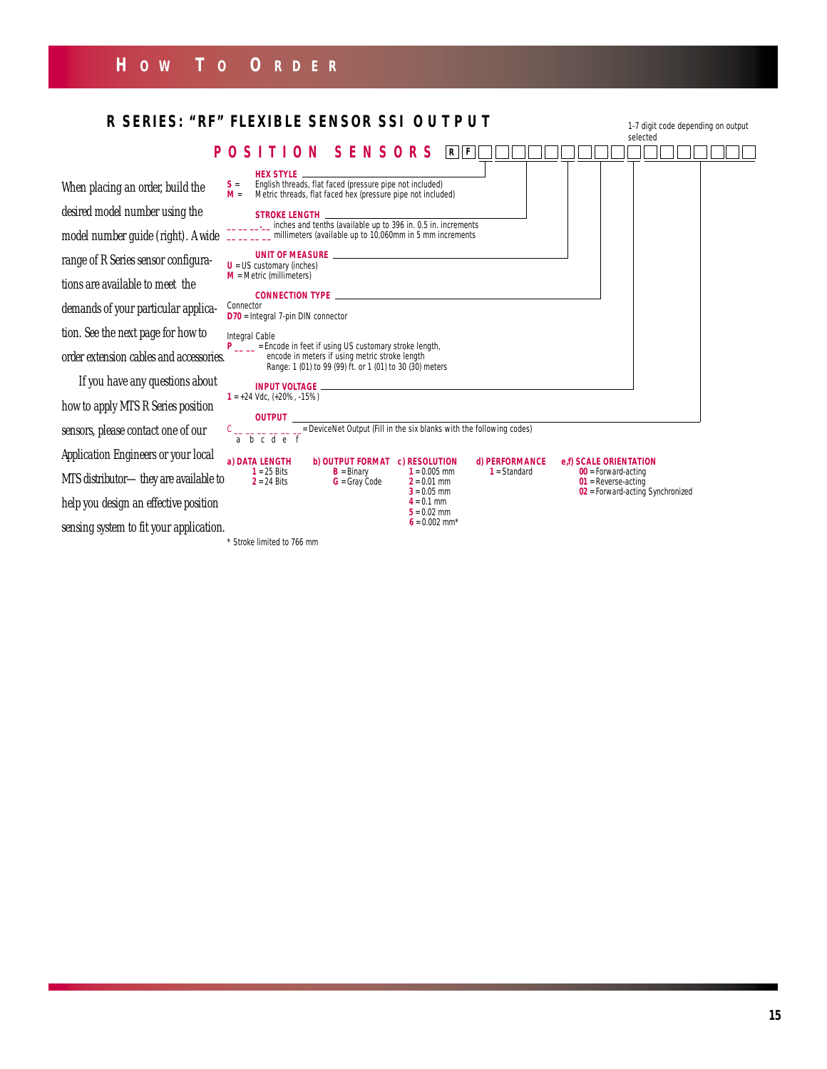# HOW TO ORDER

## R SERIES: "RF" FLEXIBLE SENSOR SSI OUTPUT

When placing an order, build the desired model number using the model number guide (right). A wide range of R Series sensor configurations are available to meet the demands of your particular application. See the next page for how to order extension cables and accessories.

If you have any questions about how to apply MTS R Series position sensors, please contact one of our Application Engineers or your local MTS distributor— they are available to help you design an effective position sensing system to fit your application.

### POSITION SENSORS

R F ☐ ☐☐☐☐☐ ☐ ☐☐☐ ☐ ☐☐☐☐☐☐☐

1-7 digit code depending on output selected

**HEX STYLE**

- **S** = English threads, flat faced (pressure pipe not included)
- **M** = Metric threads, flat faced hex (pressure pipe not included)

**STROKE LENGTH**

- _ _ _ _ . _ inches and tenths (available up to 396 in. 0.5 in. increments
- _ _ _ _ _ millimeters (available up to 10,060mm in 5 mm increments

**UNIT OF MEASURE**

- **U** = US customary (inches)
- **M** = Metric (millimeters)

**CONNECTION TYPE**

Connector
- **D70** = Integral 7-pin DIN connector

Integral Cable
- **P** _ _ _ = Encode in feet if using US customary stroke length, encode in meters if using metric stroke length
  Range: 1 (01) to 99 (99) ft. or 1 (01) to 30 (30) meters

**INPUT VOLTAGE**

- **1** = +24 Vdc, (+20%, -15%)

**OUTPUT**

C _ _ _ _ _ _ _ = DeviceNet Output (Fill in the six blanks with the following codes)
  a b c d e f

| a) DATA LENGTH | b) OUTPUT FORMAT | c) RESOLUTION | d) PERFORMANCE | e,f) SCALE ORIENTATION |
|---|---|---|---|---|
| **1** = 25 Bits | **B** = Binary | **1** = 0.005 mm | **1** = Standard | **00** = Forward-acting |
| **2** = 24 Bits | **G** = Gray Code | **2** = 0.01 mm | | **01** = Reverse-acting |
| | | **3** = 0.05 mm | | **02** = Forward-acting Synchronized |
| | | **4** = 0.1 mm | | |
| | | **5** = 0.02 mm | | |
| | | **6** = 0.002 mm* | | |

\* Stroke limited to 766 mm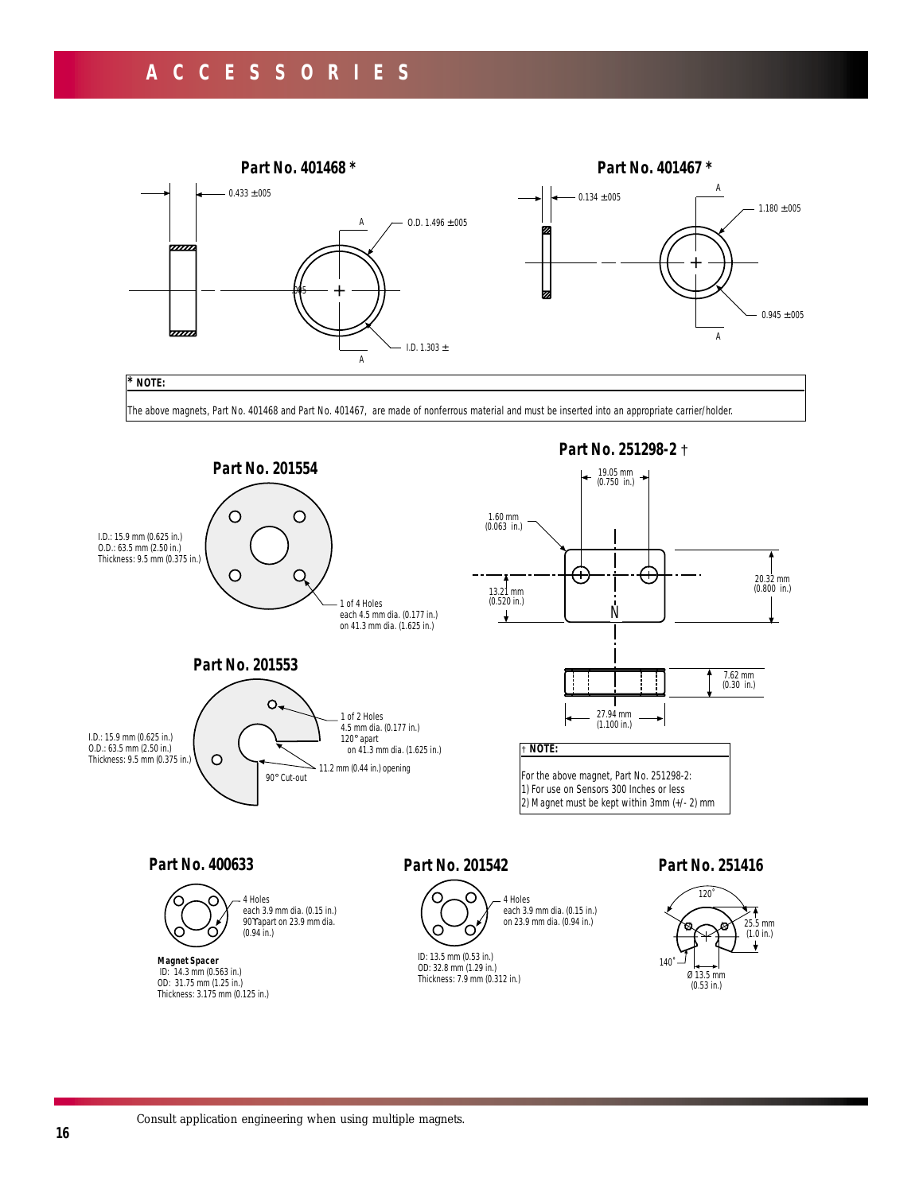# ACCESSORIES

## Part No. 401468 *

0.433 ±005

O.D. 1.496 ±005

.005

I.D. 1.303 ±

## Part No. 401467 *

0.134 ±005

1.180 ±005

0.945 ±005

**\* NOTE:**

The above magnets, Part No. 401468 and Part No. 401467, are made of nonferrous material and must be inserted into an appropriate carrier/holder.

## Part No. 201554

I.D.: 15.9 mm (0.625 in.)
O.D.: 63.5 mm (2.50 in.)
Thickness: 9.5 mm (0.375 in.)

1 of 4 Holes
each 4.5 mm dia. (0.177 in.)
on 41.3 mm dia. (1.625 in.)

## Part No. 251298-2 †

19.05 mm (0.750 in.)

1.60 mm (0.063 in.)

13.21 mm (0.520 in.)

20.32 mm (0.800 in.)

N

7.62 mm (0.30 in.)

27.94 mm (1.100 in.)

**† NOTE:**

For the above magnet, Part No. 251298-2:
1) For use on Sensors 300 Inches or less
2) Magnet must be kept within 3mm (+/- 2) mm

## Part No. 201553

I.D.: 15.9 mm (0.625 in.)
O.D.: 63.5 mm (2.50 in.)
Thickness: 9.5 mm (0.375 in.)

1 of 2 Holes
4.5 mm dia. (0.177 in.)
120° apart
on 41.3 mm dia. (1.625 in.)

11.2 mm (0.44 in.) opening

90° Cut-out

## Part No. 400633

4 Holes
each 3.9 mm dia. (0.15 in.)
90° apart on 23.9 mm dia. (0.94 in.)

**Magnet Spacer**
ID: 14.3 mm (0.563 in.)
OD: 31.75 mm (1.25 in.)
Thickness: 3.175 mm (0.125 in.)

## Part No. 201542

4 Holes
each 3.9 mm dia. (0.15 in.)
on 23.9 mm dia. (0.94 in.)

ID: 13.5 mm (0.53 in.)
OD: 32.8 mm (1.29 in.)
Thickness: 7.9 mm (0.312 in.)

## Part No. 251416

120°

25.5 mm (1.0 in.)

140°

Ø 13.5 mm (0.53 in.)

Consult application engineering when using multiple magnets.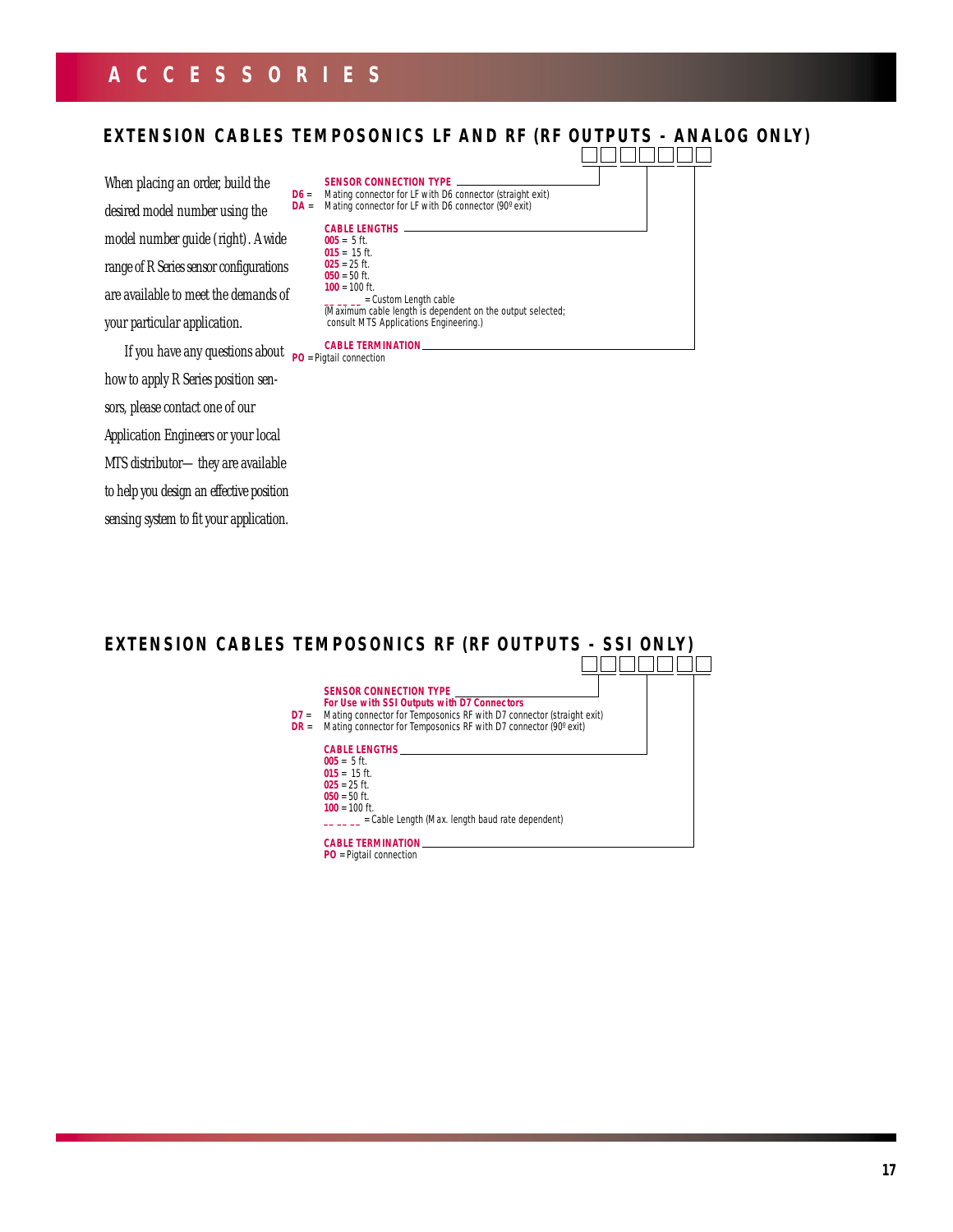# ACCESSORIES

## EXTENSION CABLES TEMPOSONICS LF AND RF (RF OUTPUTS - ANALOG ONLY)

When placing an order, build the desired model number using the model number guide (right). A wide range of R Series sensor configurations are available to meet the demands of your particular application.

If you have any questions about how to apply R Series position sensors, please contact one of our Application Engineers or your local MTS distributor— they are available to help you design an effective position sensing system to fit your application.

**SENSOR CONNECTION TYPE**

- **D6** = Mating connector for LF with D6 connector (straight exit)
- **DA** = Mating connector for LF with D6 connector (90º exit)

**CABLE LENGTHS**

- **005** = 5 ft.
- **015** = 15 ft.
- **025** = 25 ft.
- **050** = 50 ft.
- **100** = 100 ft.
- _ _ _ _ = Custom Length cable (Maximum cable length is dependent on the output selected; consult MTS Applications Engineering.)

**CABLE TERMINATION**

- **PO** = Pigtail connection

## EXTENSION CABLES TEMPOSONICS RF (RF OUTPUTS - SSI ONLY)

**SENSOR CONNECTION TYPE**
**For Use with SSI Outputs with D7 Connectors**

- **D7** = Mating connector for Temposonics RF with D7 connector (straight exit)
- **DR** = Mating connector for Temposonics RF with D7 connector (90º exit)

**CABLE LENGTHS**

- **005** = 5 ft.
- **015** = 15 ft.
- **025** = 25 ft.
- **050** = 50 ft.
- **100** = 100 ft.
- _ _ _ _ = Cable Length (Max. length baud rate dependent)

**CABLE TERMINATION**

- **PO** = Pigtail connection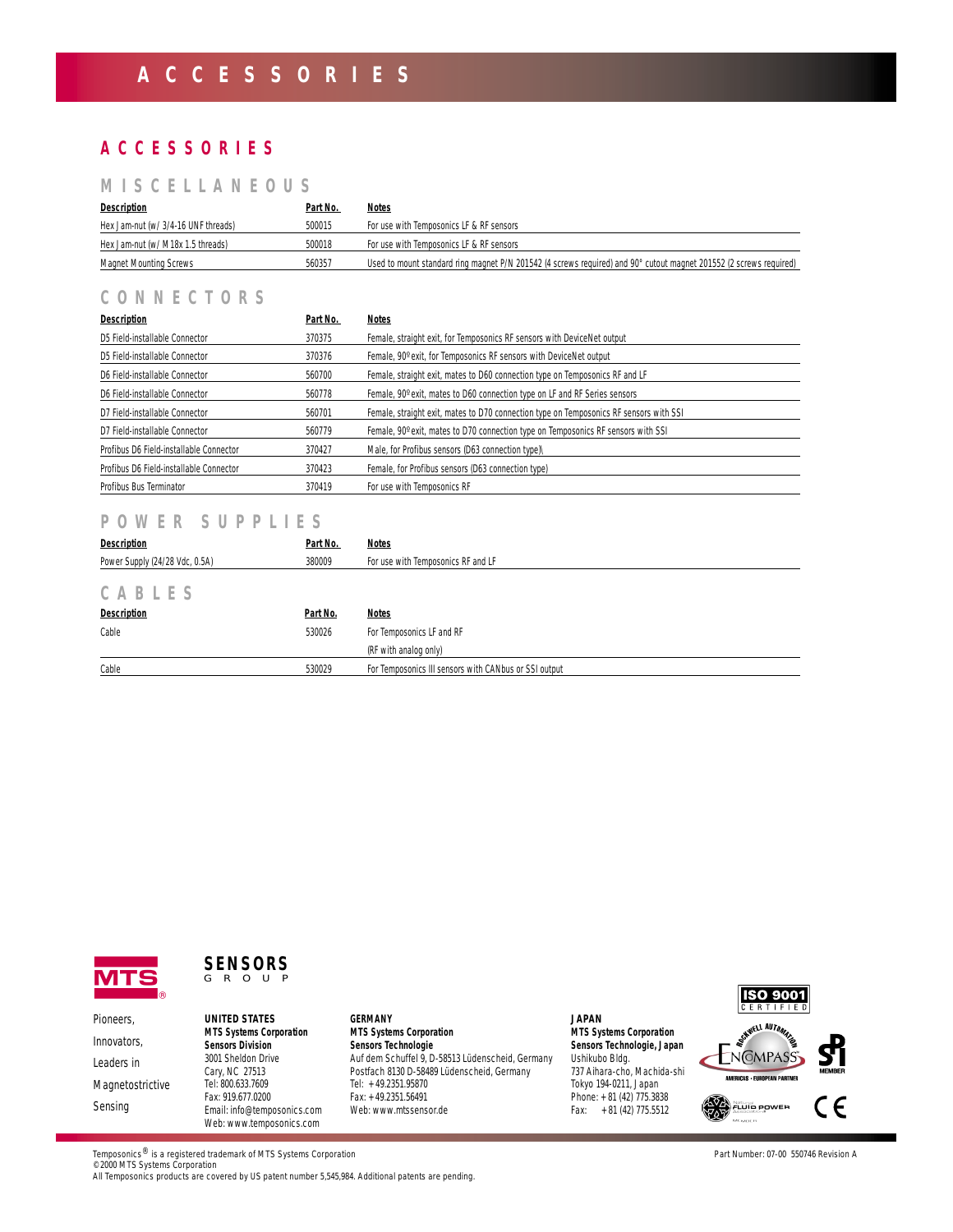# ACCESSORIES

## ACCESSORIES

### MISCELLANEOUS

| Description | Part No. | Notes |
|---|---|---|
| Hex Jam-nut (w/ 3/4-16 UNF threads) | 500015 | For use with Temposonics LF & RF sensors |
| Hex Jam-nut (w/ M18x 1.5 threads) | 500018 | For use with Temposonics LF & RF sensors |
| Magnet Mounting Screws | 560357 | Used to mount standard ring magnet P/N 201542 (4 screws required) and 90° cutout magnet 201552 (2 screws required) |

### CONNECTORS

| Description | Part No. | Notes |
|---|---|---|
| D5 Field-installable Connector | 370375 | Female, straight exit, for Temposonics RF sensors with DeviceNet output |
| D5 Field-installable Connector | 370376 | Female, 90º exit, for Temposonics RF sensors with DeviceNet output |
| D6 Field-installable Connector | 560700 | Female, straight exit, mates to D60 connection type on Temposonics RF and LF |
| D6 Field-installable Connector | 560778 | Female, 90º exit, mates to D60 connection type on LF and RF Series sensors |
| D7 Field-installable Connector | 560701 | Female, straight exit, mates to D70 connection type on Temposonics RF sensors with SSI |
| D7 Field-installable Connector | 560779 | Female, 90º exit, mates to D70 connection type on Temposonics RF sensors with SSI |
| Profibus D6 Field-installable Connector | 370427 | Male, for Profibus sensors (D63 connection type)\ |
| Profibus D6 Field-installable Connector | 370423 | Female, for Profibus sensors (D63 connection type) |
| Profibus Bus Terminator | 370419 | For use with Temposonics RF |

### POWER SUPPLIES

| Description | Part No. | Notes |
|---|---|---|
| Power Supply (24/28 Vdc, 0.5A) | 380009 | For use with Temposonics RF and LF |

### CABLES

| Description | Part No. | Notes |
|---|---|---|
| Cable | 530026 | For Temposonics LF and RF (RF with analog only) |
| Cable | 530029 | For Temposonics III sensors with CANbus or SSI output |

MTS SENSORS GROUP

Pioneers, Innovators, Leaders in Magnetostrictive Sensing

**UNITED STATES**
**MTS Systems Corporation**
**Sensors Division**
3001 Sheldon Drive
Cary, NC 27513
Tel: 800.633.7609
Fax: 919.677.0200
Email: info@temposonics.com
Web: www.temposonics.com

**GERMANY**
**MTS Systems Corporation**
**Sensors Technologie**
Auf dem Schuffel 9, D-58513 Lüdenscheid, Germany
Postfach 8130 D-58489 Lüdenscheid, Germany
Tel: +49.2351.95870
Fax: +49.2351.56491
Web: www.mtssensor.de

**JAPAN**
**MTS Systems Corporation**
**Sensors Technologie, Japan**
Ushikubo Bldg.
737 Aihara-cho, Machida-shi
Tokyo 194-0211, Japan
Phone: +81 (42) 775.3838
Fax: +81 (42) 775.5512

ISO 9001 CERTIFIED

Temposonics® is a registered trademark of MTS Systems Corporation
©2000 MTS Systems Corporation
All Temposonics products are covered by US patent number 5,545,984. Additional patents are pending.

Part Number: 07-00 550746 Revision A